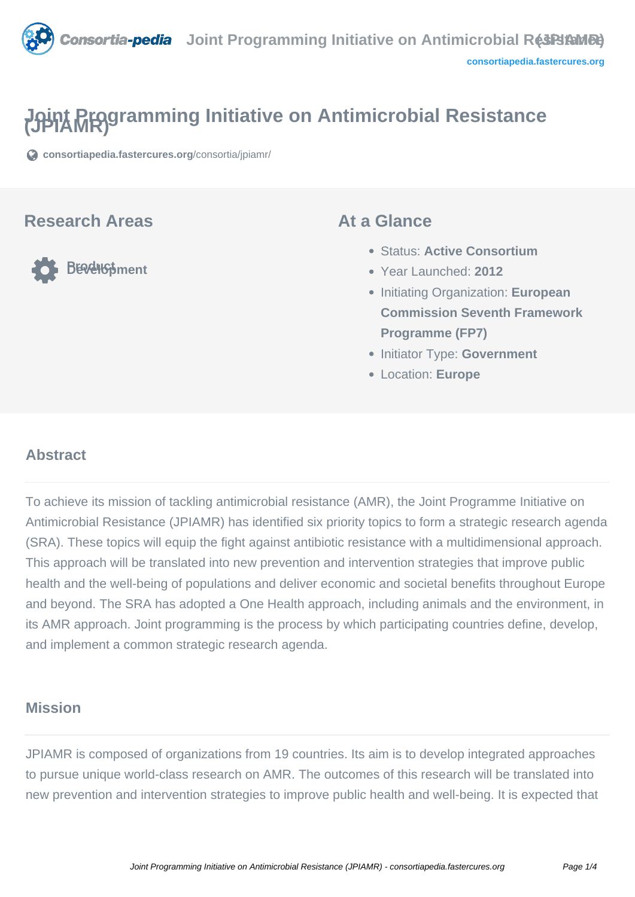# Joint Programming Initiative on Antimicrobial Resistance (JPIAMR)

consortiapedia.fastercures.org/consortia/jpiamr/

## Research Areas

Product Development

## At a Glance

- Status: **Active Consortium**
- Year Launched: **2012**
- Initiating Organization: **European Commission Seventh Framework Programme (FP7)**
- Initiator Type: **Government**
- Location: **Europe**

## Abstract

To achieve its mission of tackling antimicrobial resistance (AMR), the Joint Programme Initiative on Antimicrobial Resistance (JPIAMR) has identified six priority topics to form a strategic research agenda (SRA). These topics will equip the fight against antibiotic resistance with a multidimensional approach. This approach will be translated into new prevention and intervention strategies that improve public health and the well-being of populations and deliver economic and societal benefits throughout Europe and beyond. The SRA has adopted a One Health approach, including animals and the environment, in its AMR approach. Joint programming is the process by which participating countries define, develop, and implement a common strategic research agenda.

## Mission

JPIAMR is composed of organizations from 19 countries. Its aim is to develop integrated approaches to pursue unique world-class research on AMR. The outcomes of this research will be translated into new prevention and intervention strategies to improve public health and well-being. It is expected that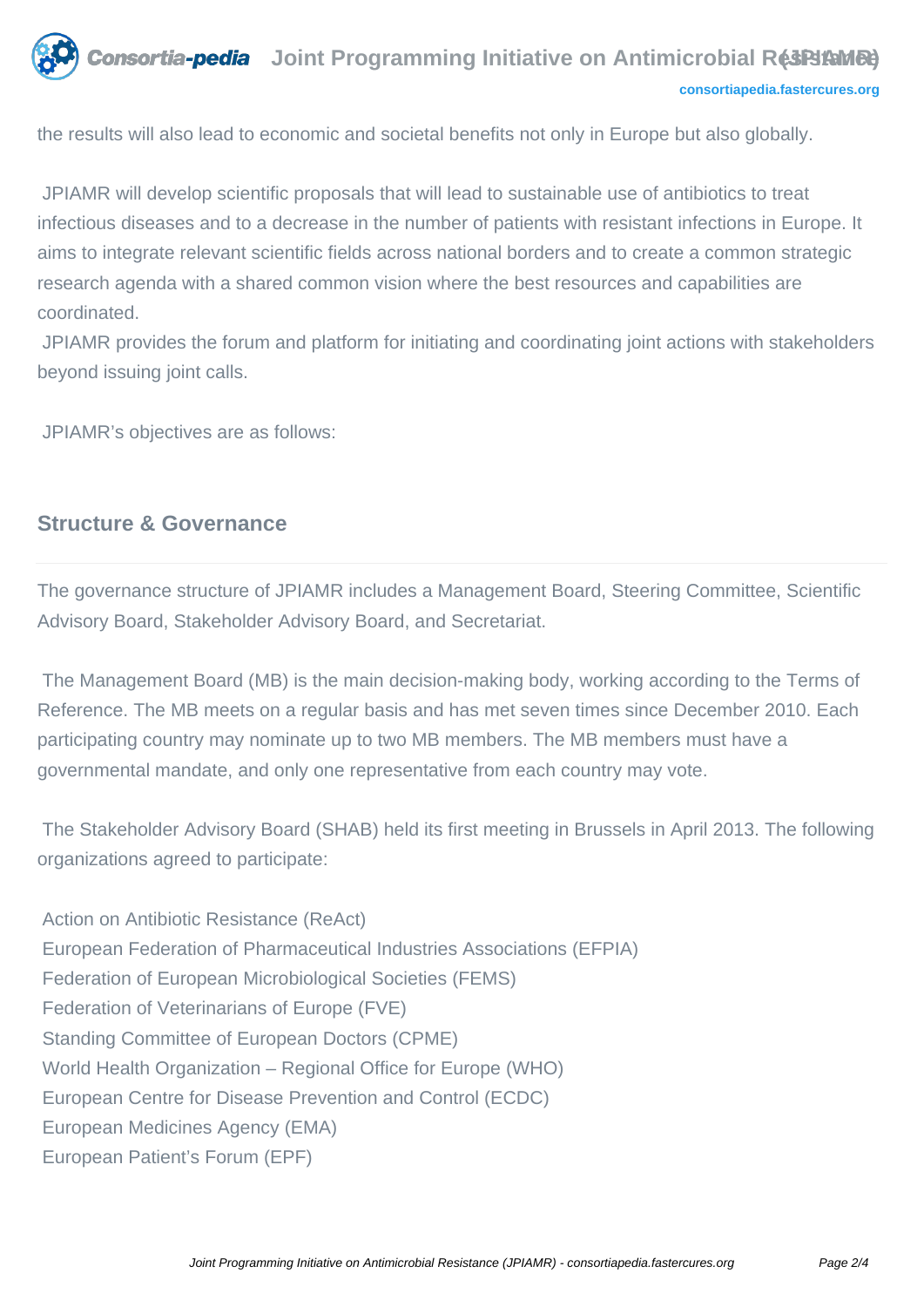the results will also lead to economic and societal benefits not only in Europe but also globally.

JPIAMR will develop scientific proposals that will lead to sustainable use of antibiotics to treat infectious diseases and to a decrease in the number of patients with resistant infections in Europe. It aims to integrate relevant scientific fields across national borders and to create a common strategic research agenda with a shared common vision where the best resources and capabilities are coordinated.

JPIAMR provides the forum and platform for initiating and coordinating joint actions with stakeholders beyond issuing joint calls.

JPIAMR's objectives are as follows:

## Structure & Governance

The governance structure of JPIAMR includes a Management Board, Steering Committee, Scientific Advisory Board, Stakeholder Advisory Board, and Secretariat.

The Management Board (MB) is the main decision-making body, working according to the Terms of Reference. The MB meets on a regular basis and has met seven times since December 2010. Each participating country may nominate up to two MB members. The MB members must have a governmental mandate, and only one representative from each country may vote.

The Stakeholder Advisory Board (SHAB) held its first meeting in Brussels in April 2013. The following organizations agreed to participate:

Action on Antibiotic Resistance (ReAct)
European Federation of Pharmaceutical Industries Associations (EFPIA)
Federation of European Microbiological Societies (FEMS)
Federation of Veterinarians of Europe (FVE)
Standing Committee of European Doctors (CPME)
World Health Organization – Regional Office for Europe (WHO)
European Centre for Disease Prevention and Control (ECDC)
European Medicines Agency (EMA)
European Patient's Forum (EPF)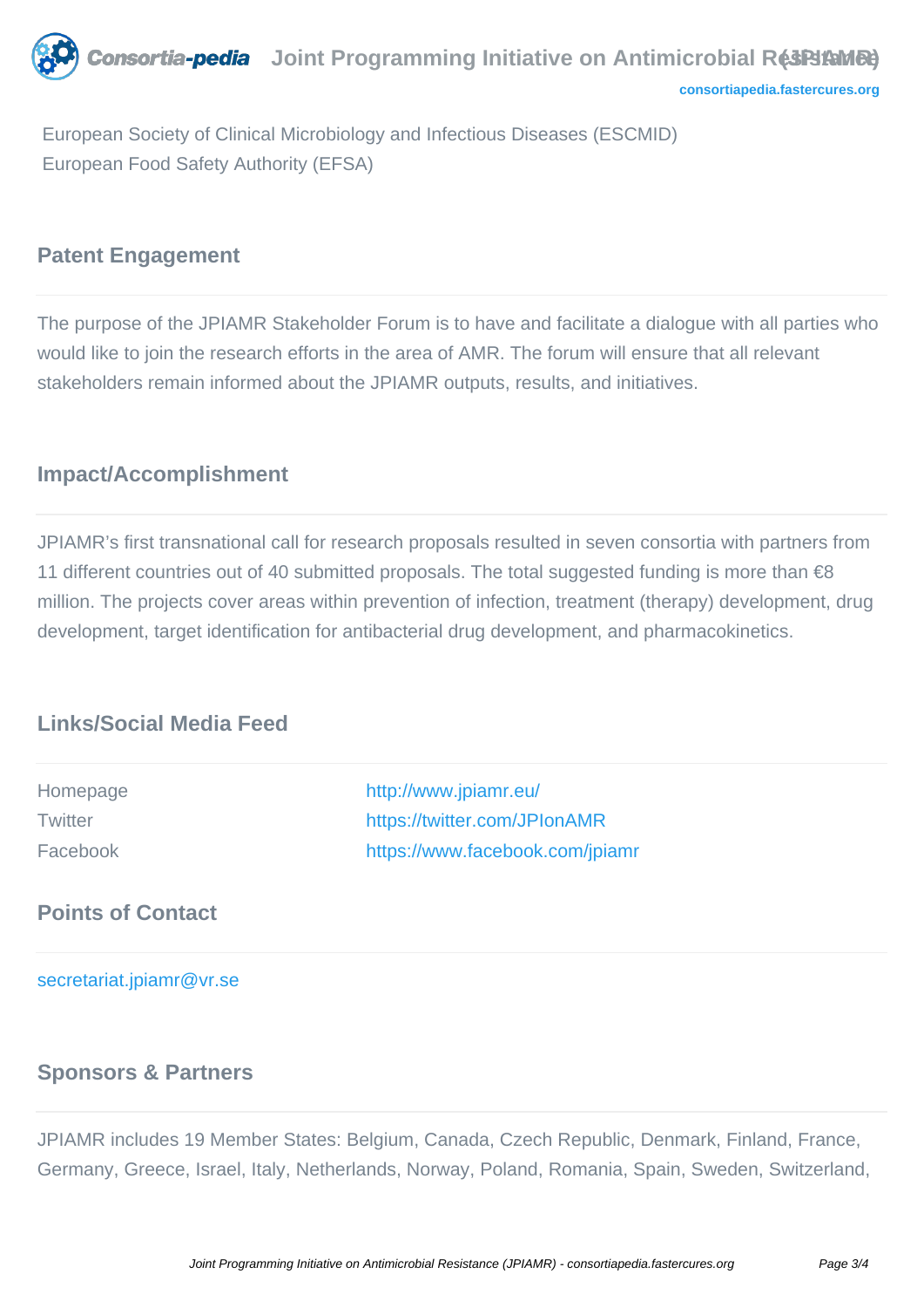European Society of Clinical Microbiology and Infectious Diseases (ESCMID)
European Food Safety Authority (EFSA)

## Patent Engagement

The purpose of the JPIAMR Stakeholder Forum is to have and facilitate a dialogue with all parties who would like to join the research efforts in the area of AMR. The forum will ensure that all relevant stakeholders remain informed about the JPIAMR outputs, results, and initiatives.

## Impact/Accomplishment

JPIAMR's first transnational call for research proposals resulted in seven consortia with partners from 11 different countries out of 40 submitted proposals. The total suggested funding is more than €8 million. The projects cover areas within prevention of infection, treatment (therapy) development, drug development, target identification for antibacterial drug development, and pharmacokinetics.

## Links/Social Media Feed

| | |
|---|---|
| Homepage | http://www.jpiamr.eu/ |
| Twitter | https://twitter.com/JPIonAMR |
| Facebook | https://www.facebook.com/jpiamr |

## Points of Contact

secretariat.jpiamr@vr.se

## Sponsors & Partners

JPIAMR includes 19 Member States: Belgium, Canada, Czech Republic, Denmark, Finland, France, Germany, Greece, Israel, Italy, Netherlands, Norway, Poland, Romania, Spain, Sweden, Switzerland,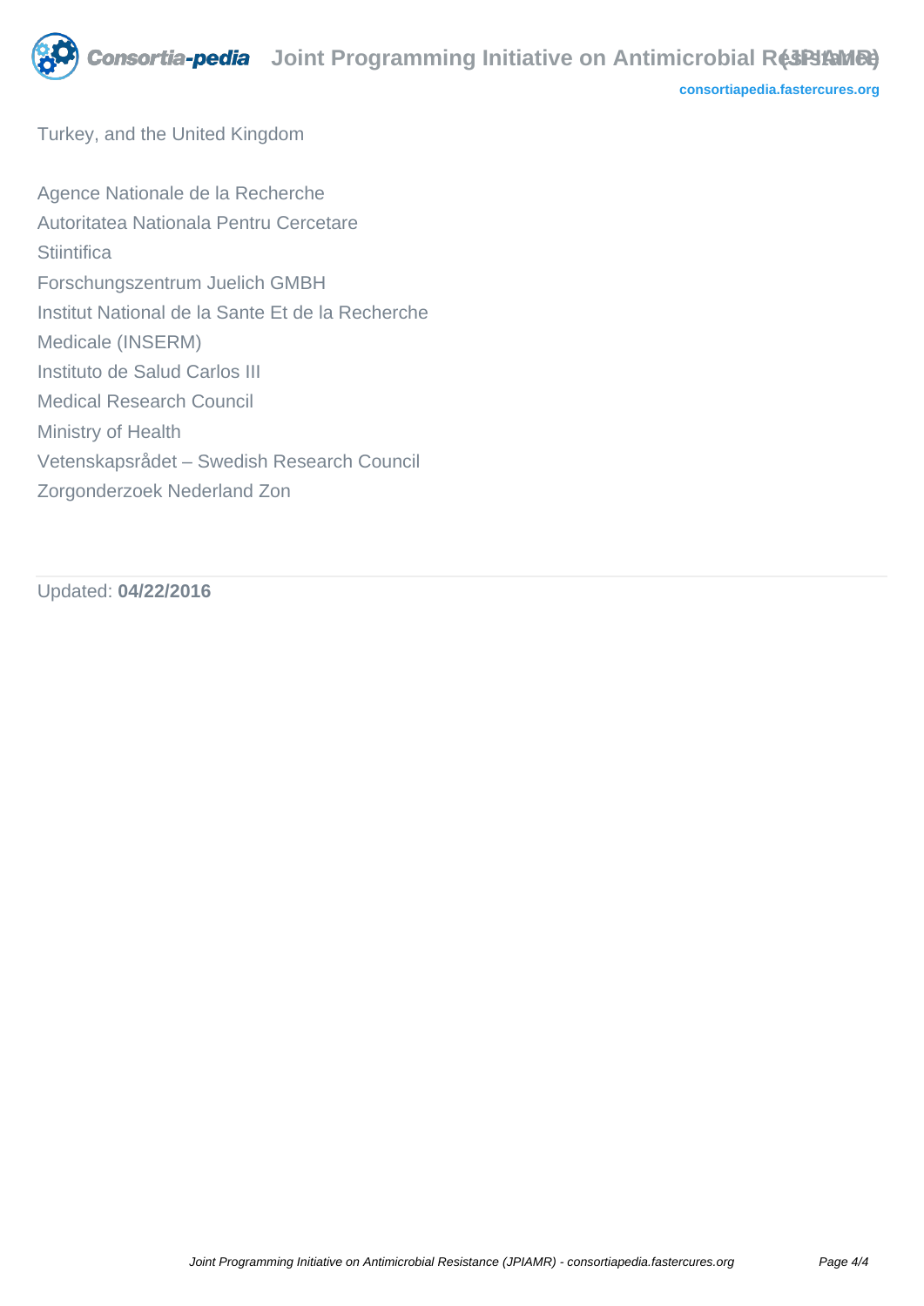Turkey, and the United Kingdom

Agence Nationale de la Recherche
Autoritatea Nationala Pentru Cercetare Stiintifica
Forschungszentrum Juelich GMBH
Institut National de la Sante Et de la Recherche Medicale (INSERM)
Instituto de Salud Carlos III
Medical Research Council
Ministry of Health
Vetenskapsrådet – Swedish Research Council
Zorgonderzoek Nederland Zon

Updated: **04/22/2016**